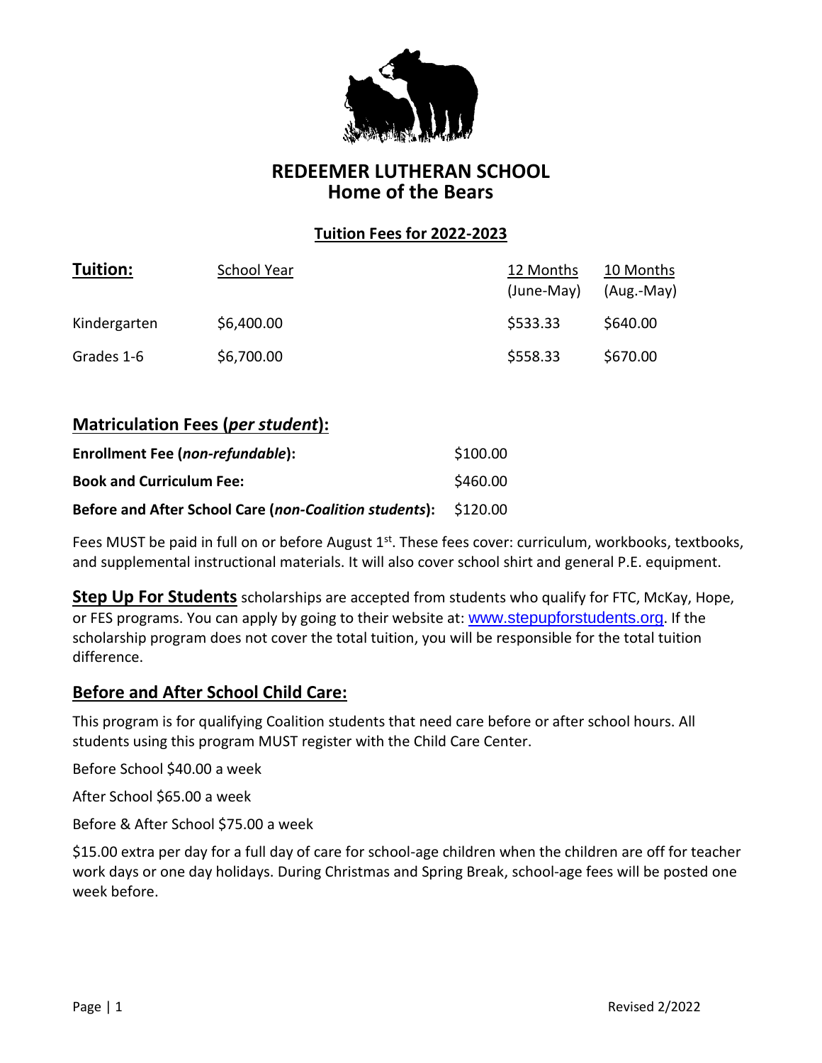# REDEEMER LUTHERAN SCHOOL
## Home of the Bears

### Tuition Fees for 2022-2023

| **Tuition:** | School Year | 12 Months (June-May) | 10 Months (Aug.-May) |
|---|---|---|---|
| Kindergarten | $6,400.00 | $533.33 | $640.00 |
| Grades 1-6 | $6,700.00 | $558.33 | $670.00 |

## Matriculation Fees (*per student*):

| | |
|---|---|
| **Enrollment Fee (*non-refundable*):** | $100.00 |
| **Book and Curriculum Fee:** | $460.00 |
| **Before and After School Care (*non-Coalition students*):** | $120.00 |

Fees MUST be paid in full on or before August 1st. These fees cover: curriculum, workbooks, textbooks, and supplemental instructional materials. It will also cover school shirt and general P.E. equipment.

**Step Up For Students** scholarships are accepted from students who qualify for FTC, McKay, Hope, or FES programs. You can apply by going to their website at: www.stepupforstudents.org. If the scholarship program does not cover the total tuition, you will be responsible for the total tuition difference.

## Before and After School Child Care:

This program is for qualifying Coalition students that need care before or after school hours. All students using this program MUST register with the Child Care Center.

Before School $40.00 a week

After School $65.00 a week

Before & After School $75.00 a week

$15.00 extra per day for a full day of care for school-age children when the children are off for teacher work days or one day holidays. During Christmas and Spring Break, school-age fees will be posted one week before.

Revised 2/2022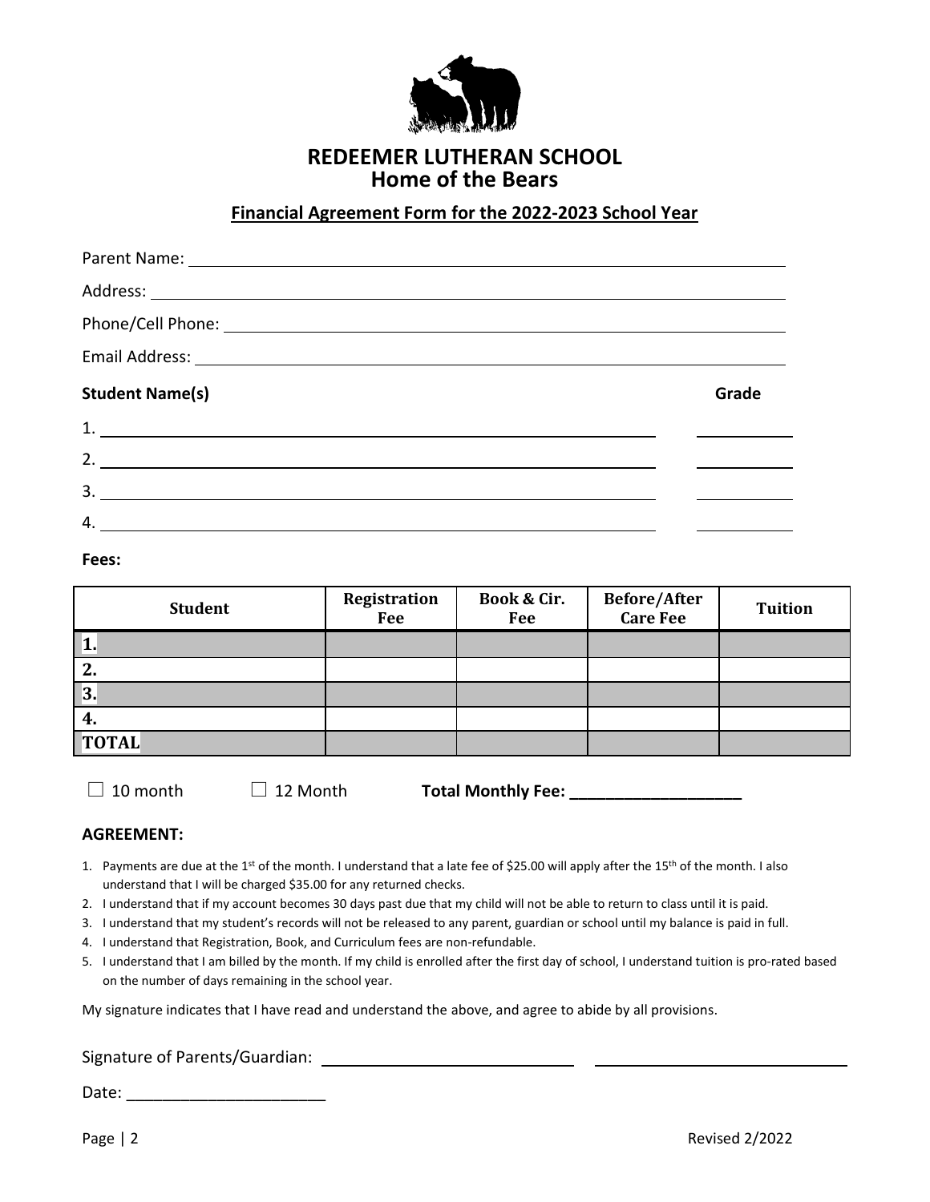# REDEEMER LUTHERAN SCHOOL
## Home of the Bears

### Financial Agreement Form for the 2022-2023 School Year

Parent Name: ______________________________________________

Address: ______________________________________________

Phone/Cell Phone: ______________________________________________

Email Address: ______________________________________________

**Student Name(s)** **Grade**

1. ______________________________________________ __________
2. ______________________________________________ __________
3. ______________________________________________ __________
4. ______________________________________________ __________

**Fees:**

| Student | Registration Fee | Book & Cir. Fee | Before/After Care Fee | Tuition |
|---|---|---|---|---|
| 1. | | | | |
| 2. | | | | |
| 3. | | | | |
| 4. | | | | |
| TOTAL | | | | |

☐ 10 month ☐ 12 Month **Total Monthly Fee: ___________________**

**AGREEMENT:**

1. Payments are due at the 1st of the month. I understand that a late fee of $25.00 will apply after the 15th of the month. I also understand that I will be charged $35.00 for any returned checks.
2. I understand that if my account becomes 30 days past due that my child will not be able to return to class until it is paid.
3. I understand that my student's records will not be released to any parent, guardian or school until my balance is paid in full.
4. I understand that Registration, Book, and Curriculum fees are non-refundable.
5. I understand that I am billed by the month. If my child is enrolled after the first day of school, I understand tuition is pro-rated based on the number of days remaining in the school year.

My signature indicates that I have read and understand the above, and agree to abide by all provisions.

Signature of Parents/Guardian: ____________________________ ____________________________

Date: ______________________

Revised 2/2022